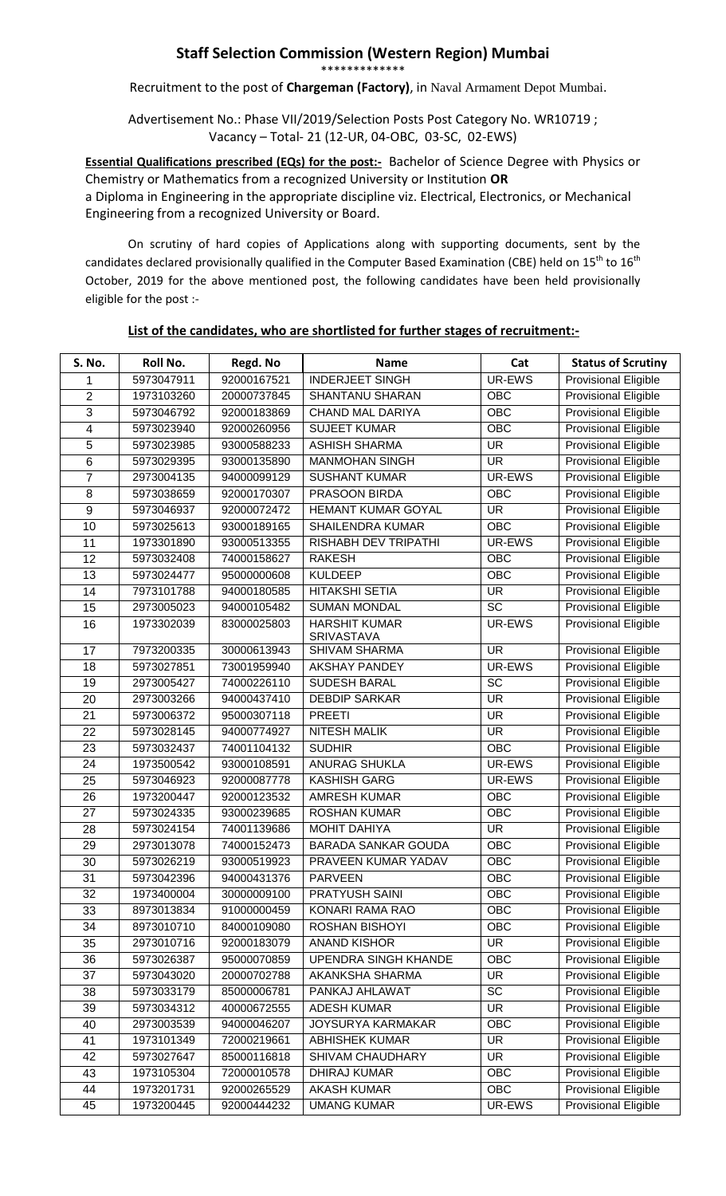## Staff Selection Commission (Western Region) Mumbai

\*\*\*\*\*\*\*\*\*\*\*\*\*

Recruitment to the post of **Chargeman (Factory)**, in Naval Armament Depot Mumbai.

Advertisement No.: Phase VII/2019/Selection Posts Post Category No. WR10719 ; Vacancy – Total- 21 (12-UR, 04-OBC, 03-SC, 02-EWS)

**Essential Qualifications prescribed (EQs) for the post:-** Bachelor of Science Degree with Physics or Chemistry or Mathematics from a recognized University or Institution **OR** a Diploma in Engineering in the appropriate discipline viz. Electrical, Electronics, or Mechanical Engineering from a recognized University or Board.

On scrutiny of hard copies of Applications along with supporting documents, sent by the candidates declared provisionally qualified in the Computer Based Examination (CBE) held on 15th to 16th October, 2019 for the above mentioned post, the following candidates have been held provisionally eligible for the post :-

**List of the candidates, who are shortlisted for further stages of recruitment:-**

| S. No. | Roll No. | Regd. No | Name | Cat | Status of Scrutiny |
|---|---|---|---|---|---|
| 1 | 5973047911 | 92000167521 | INDERJEET SINGH | UR-EWS | Provisional Eligible |
| 2 | 1973103260 | 20000737845 | SHANTANU SHARAN | OBC | Provisional Eligible |
| 3 | 5973046792 | 92000183869 | CHAND MAL DARIYA | OBC | Provisional Eligible |
| 4 | 5973023940 | 92000260956 | SUJEET KUMAR | OBC | Provisional Eligible |
| 5 | 5973023985 | 93000588233 | ASHISH SHARMA | UR | Provisional Eligible |
| 6 | 5973029395 | 93000135890 | MANMOHAN SINGH | UR | Provisional Eligible |
| 7 | 2973004135 | 94000099129 | SUSHANT KUMAR | UR-EWS | Provisional Eligible |
| 8 | 5973038659 | 92000170307 | PRASOON BIRDA | OBC | Provisional Eligible |
| 9 | 5973046937 | 92000072472 | HEMANT KUMAR GOYAL | UR | Provisional Eligible |
| 10 | 5973025613 | 93000189165 | SHAILENDRA KUMAR | OBC | Provisional Eligible |
| 11 | 1973301890 | 93000513355 | RISHABH DEV TRIPATHI | UR-EWS | Provisional Eligible |
| 12 | 5973032408 | 74000158627 | RAKESH | OBC | Provisional Eligible |
| 13 | 5973024477 | 95000000608 | KULDEEP | OBC | Provisional Eligible |
| 14 | 7973101788 | 94000180585 | HITAKSHI SETIA | UR | Provisional Eligible |
| 15 | 2973005023 | 94000105482 | SUMAN MONDAL | SC | Provisional Eligible |
| 16 | 1973302039 | 83000025803 | HARSHIT KUMAR SRIVASTAVA | UR-EWS | Provisional Eligible |
| 17 | 7973200335 | 30000613943 | SHIVAM SHARMA | UR | Provisional Eligible |
| 18 | 5973027851 | 73001959940 | AKSHAY PANDEY | UR-EWS | Provisional Eligible |
| 19 | 2973005427 | 74000226110 | SUDESH BARAL | SC | Provisional Eligible |
| 20 | 2973003266 | 94000437410 | DEBDIP SARKAR | UR | Provisional Eligible |
| 21 | 5973006372 | 95000307118 | PREETI | UR | Provisional Eligible |
| 22 | 5973028145 | 94000774927 | NITESH MALIK | UR | Provisional Eligible |
| 23 | 5973032437 | 74001104132 | SUDHIR | OBC | Provisional Eligible |
| 24 | 1973500542 | 93000108591 | ANURAG SHUKLA | UR-EWS | Provisional Eligible |
| 25 | 5973046923 | 92000087778 | KASHISH GARG | UR-EWS | Provisional Eligible |
| 26 | 1973200447 | 92000123532 | AMRESH KUMAR | OBC | Provisional Eligible |
| 27 | 5973024335 | 93000239685 | ROSHAN KUMAR | OBC | Provisional Eligible |
| 28 | 5973024154 | 74001139686 | MOHIT DAHIYA | UR | Provisional Eligible |
| 29 | 2973013078 | 74000152473 | BARADA SANKAR GOUDA | OBC | Provisional Eligible |
| 30 | 5973026219 | 93000519923 | PRAVEEN KUMAR YADAV | OBC | Provisional Eligible |
| 31 | 5973042396 | 94000431376 | PARVEEN | OBC | Provisional Eligible |
| 32 | 1973400004 | 30000009100 | PRATYUSH SAINI | OBC | Provisional Eligible |
| 33 | 8973013834 | 91000000459 | KONARI RAMA RAO | OBC | Provisional Eligible |
| 34 | 8973010710 | 84000109080 | ROSHAN BISHOYI | OBC | Provisional Eligible |
| 35 | 2973010716 | 92000183079 | ANAND KISHOR | UR | Provisional Eligible |
| 36 | 5973026387 | 95000070859 | UPENDRA SINGH KHANDE | OBC | Provisional Eligible |
| 37 | 5973043020 | 20000702788 | AKANKSHA SHARMA | UR | Provisional Eligible |
| 38 | 5973033179 | 85000006781 | PANKAJ AHLAWAT | SC | Provisional Eligible |
| 39 | 5973034312 | 40000672555 | ADESH KUMAR | UR | Provisional Eligible |
| 40 | 2973003539 | 94000046207 | JOYSURYA KARMAKAR | OBC | Provisional Eligible |
| 41 | 1973101349 | 72000219661 | ABHISHEK KUMAR | UR | Provisional Eligible |
| 42 | 5973027647 | 85000116818 | SHIVAM CHAUDHARY | UR | Provisional Eligible |
| 43 | 1973105304 | 72000010578 | DHIRAJ KUMAR | OBC | Provisional Eligible |
| 44 | 1973201731 | 92000265529 | AKASH KUMAR | OBC | Provisional Eligible |
| 45 | 1973200445 | 92000444232 | UMANG KUMAR | UR-EWS | Provisional Eligible |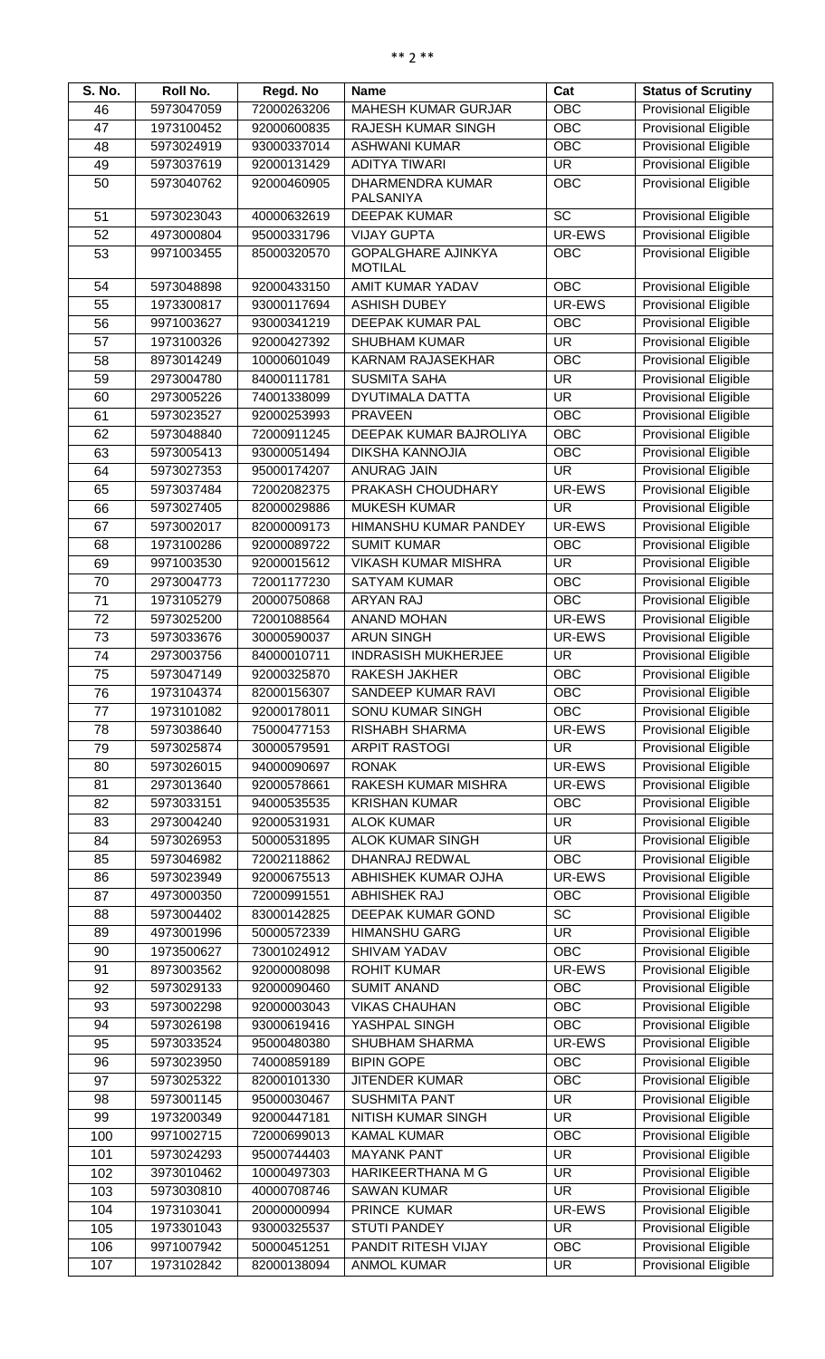| S. No. | Roll No. | Regd. No | Name | Cat | Status of Scrutiny |
| --- | --- | --- | --- | --- | --- |
| 46 | 5973047059 | 72000263206 | MAHESH KUMAR GURJAR | OBC | Provisional Eligible |
| 47 | 1973100452 | 92000600835 | RAJESH KUMAR SINGH | OBC | Provisional Eligible |
| 48 | 5973024919 | 93000337014 | ASHWANI KUMAR | OBC | Provisional Eligible |
| 49 | 5973037619 | 92000131429 | ADITYA TIWARI | UR | Provisional Eligible |
| 50 | 5973040762 | 92000460905 | DHARMENDRA KUMAR PALSANIYA | OBC | Provisional Eligible |
| 51 | 5973023043 | 40000632619 | DEEPAK KUMAR | SC | Provisional Eligible |
| 52 | 4973000804 | 95000331796 | VIJAY GUPTA | UR-EWS | Provisional Eligible |
| 53 | 9971003455 | 85000320570 | GOPALGHARE AJINKYA MOTILAL | OBC | Provisional Eligible |
| 54 | 5973048898 | 92000433150 | AMIT KUMAR YADAV | OBC | Provisional Eligible |
| 55 | 1973300817 | 93000117694 | ASHISH DUBEY | UR-EWS | Provisional Eligible |
| 56 | 9971003627 | 93000341219 | DEEPAK KUMAR PAL | OBC | Provisional Eligible |
| 57 | 1973100326 | 92000427392 | SHUBHAM KUMAR | UR | Provisional Eligible |
| 58 | 8973014249 | 10000601049 | KARNAM RAJASEKHAR | OBC | Provisional Eligible |
| 59 | 2973004780 | 84000111781 | SUSMITA SAHA | UR | Provisional Eligible |
| 60 | 2973005226 | 74001338099 | DYUTIMALA DATTA | UR | Provisional Eligible |
| 61 | 5973023527 | 92000253993 | PRAVEEN | OBC | Provisional Eligible |
| 62 | 5973048840 | 72000911245 | DEEPAK KUMAR BAJROLIYA | OBC | Provisional Eligible |
| 63 | 5973005413 | 93000051494 | DIKSHA KANNOJIA | OBC | Provisional Eligible |
| 64 | 5973027353 | 95000174207 | ANURAG JAIN | UR | Provisional Eligible |
| 65 | 5973037484 | 72002082375 | PRAKASH CHOUDHARY | UR-EWS | Provisional Eligible |
| 66 | 5973027405 | 82000029886 | MUKESH KUMAR | UR | Provisional Eligible |
| 67 | 5973002017 | 82000009173 | HIMANSHU KUMAR PANDEY | UR-EWS | Provisional Eligible |
| 68 | 1973100286 | 92000089722 | SUMIT KUMAR | OBC | Provisional Eligible |
| 69 | 9971003530 | 92000015612 | VIKASH KUMAR MISHRA | UR | Provisional Eligible |
| 70 | 2973004773 | 72001177230 | SATYAM KUMAR | OBC | Provisional Eligible |
| 71 | 1973105279 | 20000750868 | ARYAN RAJ | OBC | Provisional Eligible |
| 72 | 5973025200 | 72001088564 | ANAND MOHAN | UR-EWS | Provisional Eligible |
| 73 | 5973033676 | 30000590037 | ARUN SINGH | UR-EWS | Provisional Eligible |
| 74 | 2973003756 | 84000010711 | INDRASISH MUKHERJEE | UR | Provisional Eligible |
| 75 | 5973047149 | 92000325870 | RAKESH JAKHER | OBC | Provisional Eligible |
| 76 | 1973104374 | 82000156307 | SANDEEP KUMAR RAVI | OBC | Provisional Eligible |
| 77 | 1973101082 | 92000178011 | SONU KUMAR SINGH | OBC | Provisional Eligible |
| 78 | 5973038640 | 75000477153 | RISHABH SHARMA | UR-EWS | Provisional Eligible |
| 79 | 5973025874 | 30000579591 | ARPIT RASTOGI | UR | Provisional Eligible |
| 80 | 5973026015 | 94000090697 | RONAK | UR-EWS | Provisional Eligible |
| 81 | 2973013640 | 92000578661 | RAKESH KUMAR MISHRA | UR-EWS | Provisional Eligible |
| 82 | 5973033151 | 94000535535 | KRISHAN KUMAR | OBC | Provisional Eligible |
| 83 | 2973004240 | 92000531931 | ALOK KUMAR | UR | Provisional Eligible |
| 84 | 5973026953 | 50000531895 | ALOK KUMAR SINGH | UR | Provisional Eligible |
| 85 | 5973046982 | 72002118862 | DHANRAJ REDWAL | OBC | Provisional Eligible |
| 86 | 5973023949 | 92000675513 | ABHISHEK KUMAR OJHA | UR-EWS | Provisional Eligible |
| 87 | 4973000350 | 72000991551 | ABHISHEK RAJ | OBC | Provisional Eligible |
| 88 | 5973004402 | 83000142825 | DEEPAK KUMAR GOND | SC | Provisional Eligible |
| 89 | 4973001996 | 50000572339 | HIMANSHU GARG | UR | Provisional Eligible |
| 90 | 1973500627 | 73001024912 | SHIVAM YADAV | OBC | Provisional Eligible |
| 91 | 8973003562 | 92000008098 | ROHIT KUMAR | UR-EWS | Provisional Eligible |
| 92 | 5973029133 | 92000090460 | SUMIT ANAND | OBC | Provisional Eligible |
| 93 | 5973002298 | 92000003043 | VIKAS CHAUHAN | OBC | Provisional Eligible |
| 94 | 5973026198 | 93000619416 | YASHPAL SINGH | OBC | Provisional Eligible |
| 95 | 5973033524 | 95000480380 | SHUBHAM SHARMA | UR-EWS | Provisional Eligible |
| 96 | 5973023950 | 74000859189 | BIPIN GOPE | OBC | Provisional Eligible |
| 97 | 5973025322 | 82000101330 | JITENDER KUMAR | OBC | Provisional Eligible |
| 98 | 5973001145 | 95000030467 | SUSHMITA PANT | UR | Provisional Eligible |
| 99 | 1973200349 | 92000447181 | NITISH KUMAR SINGH | UR | Provisional Eligible |
| 100 | 9971002715 | 72000699013 | KAMAL KUMAR | OBC | Provisional Eligible |
| 101 | 5973024293 | 95000744403 | MAYANK PANT | UR | Provisional Eligible |
| 102 | 3973010462 | 10000497303 | HARIKEERTHANA M G | UR | Provisional Eligible |
| 103 | 5973030810 | 40000708746 | SAWAN KUMAR | UR | Provisional Eligible |
| 104 | 1973103041 | 20000000994 | PRINCE KUMAR | UR-EWS | Provisional Eligible |
| 105 | 1973301043 | 93000325537 | STUTI PANDEY | UR | Provisional Eligible |
| 106 | 9971007942 | 50000451251 | PANDIT RITESH VIJAY | OBC | Provisional Eligible |
| 107 | 1973102842 | 82000138094 | ANMOL KUMAR | UR | Provisional Eligible |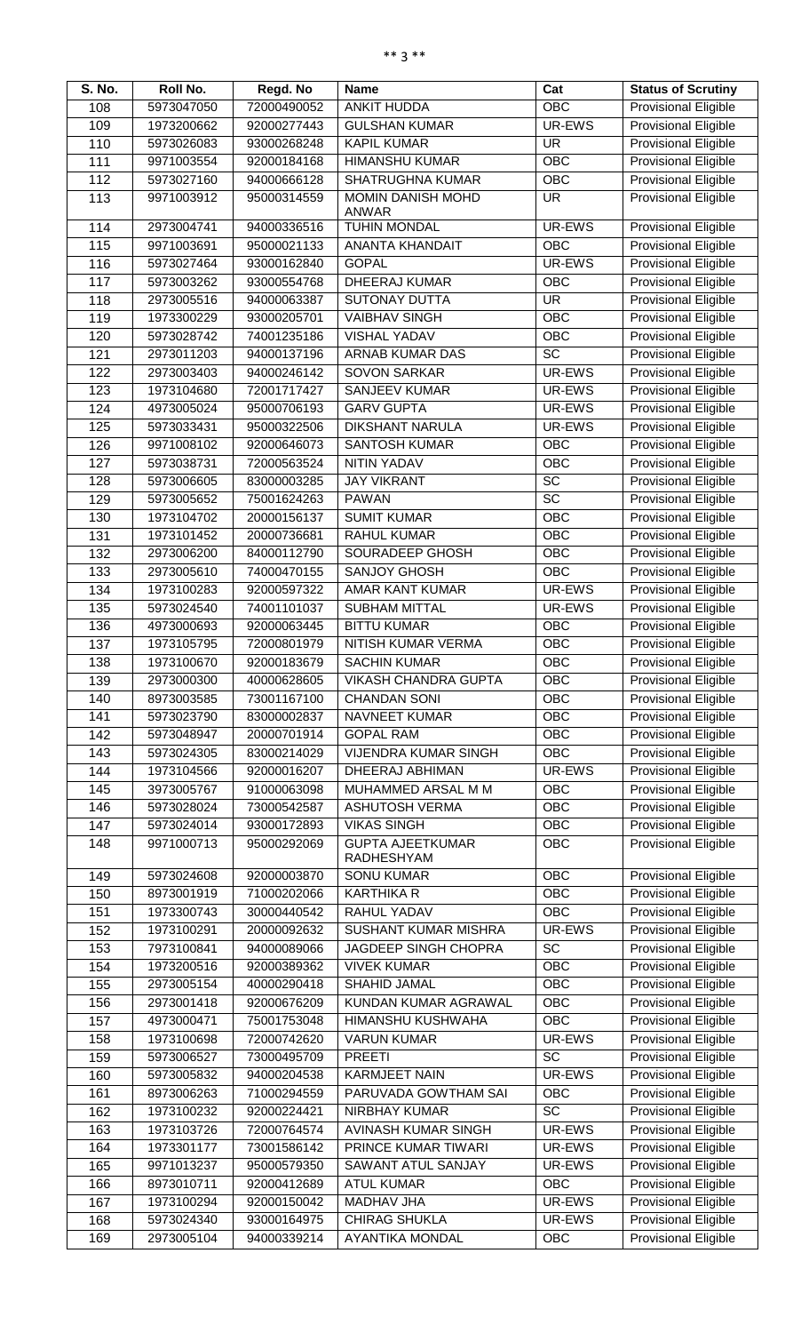| S. No. | Roll No. | Regd. No | Name | Cat | Status of Scrutiny |
|---|---|---|---|---|---|
| 108 | 5973047050 | 72000490052 | ANKIT HUDDA | OBC | Provisional Eligible |
| 109 | 1973200662 | 92000277443 | GULSHAN KUMAR | UR-EWS | Provisional Eligible |
| 110 | 5973026083 | 93000268248 | KAPIL KUMAR | UR | Provisional Eligible |
| 111 | 9971003554 | 92000184168 | HIMANSHU KUMAR | OBC | Provisional Eligible |
| 112 | 5973027160 | 94000666128 | SHATRUGHNA KUMAR | OBC | Provisional Eligible |
| 113 | 9971003912 | 95000314559 | MOMIN DANISH MOHD ANWAR | UR | Provisional Eligible |
| 114 | 2973004741 | 94000336516 | TUHIN MONDAL | UR-EWS | Provisional Eligible |
| 115 | 9971003691 | 95000021133 | ANANTA KHANDAIT | OBC | Provisional Eligible |
| 116 | 5973027464 | 93000162840 | GOPAL | UR-EWS | Provisional Eligible |
| 117 | 5973003262 | 93000554768 | DHEERAJ KUMAR | OBC | Provisional Eligible |
| 118 | 2973005516 | 94000063387 | SUTONAY DUTTA | UR | Provisional Eligible |
| 119 | 1973300229 | 93000205701 | VAIBHAV SINGH | OBC | Provisional Eligible |
| 120 | 5973028742 | 74001235186 | VISHAL YADAV | OBC | Provisional Eligible |
| 121 | 2973011203 | 94000137196 | ARNAB KUMAR DAS | SC | Provisional Eligible |
| 122 | 2973003403 | 94000246142 | SOVON SARKAR | UR-EWS | Provisional Eligible |
| 123 | 1973104680 | 72001717427 | SANJEEV KUMAR | UR-EWS | Provisional Eligible |
| 124 | 4973005024 | 95000706193 | GARV GUPTA | UR-EWS | Provisional Eligible |
| 125 | 5973033431 | 95000322506 | DIKSHANT NARULA | UR-EWS | Provisional Eligible |
| 126 | 9971008102 | 92000646073 | SANTOSH KUMAR | OBC | Provisional Eligible |
| 127 | 5973038731 | 72000563524 | NITIN YADAV | OBC | Provisional Eligible |
| 128 | 5973006605 | 83000003285 | JAY VIKRANT | SC | Provisional Eligible |
| 129 | 5973005652 | 75001624263 | PAWAN | SC | Provisional Eligible |
| 130 | 1973104702 | 20000156137 | SUMIT KUMAR | OBC | Provisional Eligible |
| 131 | 1973101452 | 20000736681 | RAHUL KUMAR | OBC | Provisional Eligible |
| 132 | 2973006200 | 84000112790 | SOURADEEP GHOSH | OBC | Provisional Eligible |
| 133 | 2973005610 | 74000470155 | SANJOY GHOSH | OBC | Provisional Eligible |
| 134 | 1973100283 | 92000597322 | AMAR KANT KUMAR | UR-EWS | Provisional Eligible |
| 135 | 5973024540 | 74001101037 | SUBHAM MITTAL | UR-EWS | Provisional Eligible |
| 136 | 4973000693 | 92000063445 | BITTU KUMAR | OBC | Provisional Eligible |
| 137 | 1973105795 | 72000801979 | NITISH KUMAR VERMA | OBC | Provisional Eligible |
| 138 | 1973100670 | 92000183679 | SACHIN KUMAR | OBC | Provisional Eligible |
| 139 | 2973000300 | 40000628605 | VIKASH CHANDRA GUPTA | OBC | Provisional Eligible |
| 140 | 8973003585 | 73001167100 | CHANDAN SONI | OBC | Provisional Eligible |
| 141 | 5973023790 | 83000002837 | NAVNEET KUMAR | OBC | Provisional Eligible |
| 142 | 5973048947 | 20000701914 | GOPAL RAM | OBC | Provisional Eligible |
| 143 | 5973024305 | 83000214029 | VIJENDRA KUMAR SINGH | OBC | Provisional Eligible |
| 144 | 1973104566 | 92000016207 | DHEERAJ ABHIMAN | UR-EWS | Provisional Eligible |
| 145 | 3973005767 | 91000063098 | MUHAMMED ARSAL M M | OBC | Provisional Eligible |
| 146 | 5973028024 | 73000542587 | ASHUTOSH VERMA | OBC | Provisional Eligible |
| 147 | 5973024014 | 93000172893 | VIKAS SINGH | OBC | Provisional Eligible |
| 148 | 9971000713 | 95000292069 | GUPTA AJEETKUMAR RADHESHYAM | OBC | Provisional Eligible |
| 149 | 5973024608 | 92000003870 | SONU KUMAR | OBC | Provisional Eligible |
| 150 | 8973001919 | 71000202066 | KARTHIKA R | OBC | Provisional Eligible |
| 151 | 1973300743 | 30000440542 | RAHUL YADAV | OBC | Provisional Eligible |
| 152 | 1973100291 | 20000092632 | SUSHANT KUMAR MISHRA | UR-EWS | Provisional Eligible |
| 153 | 7973100841 | 94000089066 | JAGDEEP SINGH CHOPRA | SC | Provisional Eligible |
| 154 | 1973200516 | 92000389362 | VIVEK KUMAR | OBC | Provisional Eligible |
| 155 | 2973005154 | 40000290418 | SHAHID JAMAL | OBC | Provisional Eligible |
| 156 | 2973001418 | 92000676209 | KUNDAN KUMAR AGRAWAL | OBC | Provisional Eligible |
| 157 | 4973000471 | 75001753048 | HIMANSHU KUSHWAHA | OBC | Provisional Eligible |
| 158 | 1973100698 | 72000742620 | VARUN KUMAR | UR-EWS | Provisional Eligible |
| 159 | 5973006527 | 73000495709 | PREETI | SC | Provisional Eligible |
| 160 | 5973005832 | 94000204538 | KARMJEET NAIN | UR-EWS | Provisional Eligible |
| 161 | 8973006263 | 71000294559 | PARUVADA GOWTHAM SAI | OBC | Provisional Eligible |
| 162 | 1973100232 | 92000224421 | NIRBHAY KUMAR | SC | Provisional Eligible |
| 163 | 1973103726 | 72000764574 | AVINASH KUMAR SINGH | UR-EWS | Provisional Eligible |
| 164 | 1973301177 | 73001586142 | PRINCE KUMAR TIWARI | UR-EWS | Provisional Eligible |
| 165 | 9971013237 | 95000579350 | SAWANT ATUL SANJAY | UR-EWS | Provisional Eligible |
| 166 | 8973010711 | 92000412689 | ATUL KUMAR | OBC | Provisional Eligible |
| 167 | 1973100294 | 92000150042 | MADHAV JHA | UR-EWS | Provisional Eligible |
| 168 | 5973024340 | 93000164975 | CHIRAG SHUKLA | UR-EWS | Provisional Eligible |
| 169 | 2973005104 | 94000339214 | AYANTIKA MONDAL | OBC | Provisional Eligible |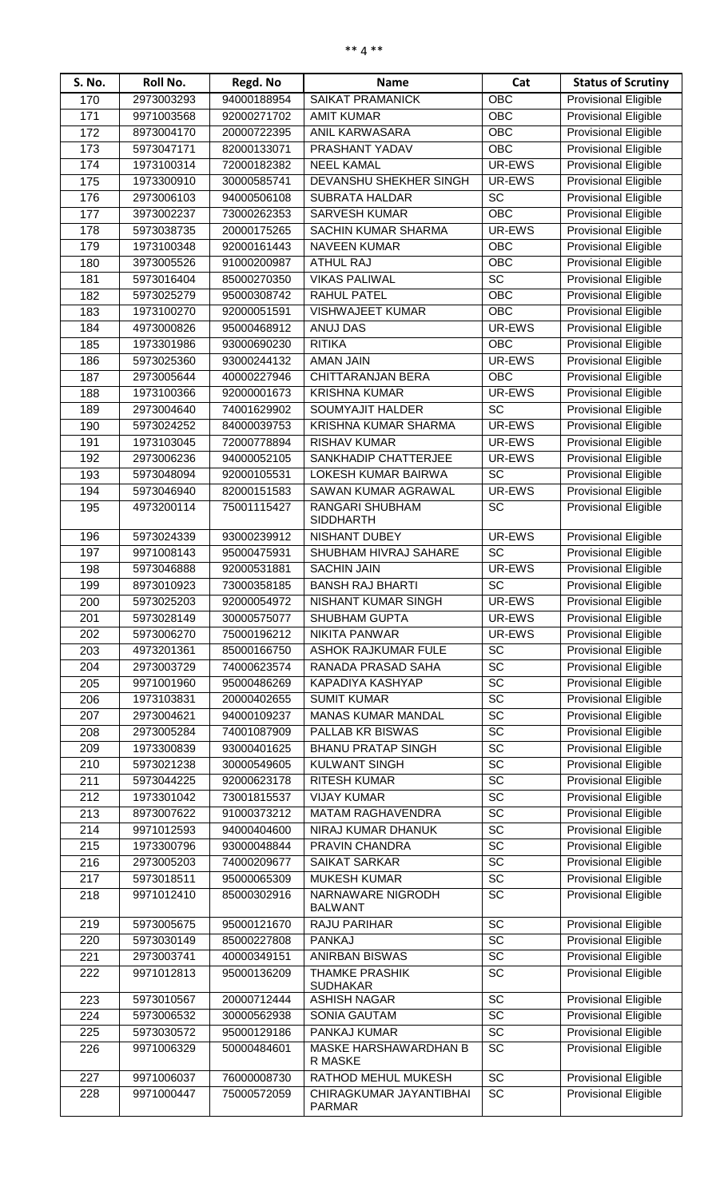| S. No. | Roll No. | Regd. No | Name | Cat | Status of Scrutiny |
|---|---|---|---|---|---|
| 170 | 2973003293 | 94000188954 | SAIKAT PRAMANICK | OBC | Provisional Eligible |
| 171 | 9971003568 | 92000271702 | AMIT KUMAR | OBC | Provisional Eligible |
| 172 | 8973004170 | 20000722395 | ANIL KARWASARA | OBC | Provisional Eligible |
| 173 | 5973047171 | 82000133071 | PRASHANT YADAV | OBC | Provisional Eligible |
| 174 | 1973100314 | 72000182382 | NEEL KAMAL | UR-EWS | Provisional Eligible |
| 175 | 1973300910 | 30000585741 | DEVANSHU SHEKHER SINGH | UR-EWS | Provisional Eligible |
| 176 | 2973006103 | 94000506108 | SUBRATA HALDAR | SC | Provisional Eligible |
| 177 | 3973002237 | 73000262353 | SARVESH KUMAR | OBC | Provisional Eligible |
| 178 | 5973038735 | 20000175265 | SACHIN KUMAR SHARMA | UR-EWS | Provisional Eligible |
| 179 | 1973100348 | 92000161443 | NAVEEN KUMAR | OBC | Provisional Eligible |
| 180 | 3973005526 | 91000200987 | ATHUL RAJ | OBC | Provisional Eligible |
| 181 | 5973016404 | 85000270350 | VIKAS PALIWAL | SC | Provisional Eligible |
| 182 | 5973025279 | 95000308742 | RAHUL PATEL | OBC | Provisional Eligible |
| 183 | 1973100270 | 92000051591 | VISHWAJEET KUMAR | OBC | Provisional Eligible |
| 184 | 4973000826 | 95000468912 | ANUJ DAS | UR-EWS | Provisional Eligible |
| 185 | 1973301986 | 93000690230 | RITIKA | OBC | Provisional Eligible |
| 186 | 5973025360 | 93000244132 | AMAN JAIN | UR-EWS | Provisional Eligible |
| 187 | 2973005644 | 40000227946 | CHITTARANJAN BERA | OBC | Provisional Eligible |
| 188 | 1973100366 | 92000001673 | KRISHNA KUMAR | UR-EWS | Provisional Eligible |
| 189 | 2973004640 | 74001629902 | SOUMYAJIT HALDER | SC | Provisional Eligible |
| 190 | 5973024252 | 84000039753 | KRISHNA KUMAR SHARMA | UR-EWS | Provisional Eligible |
| 191 | 1973103045 | 72000778894 | RISHAV KUMAR | UR-EWS | Provisional Eligible |
| 192 | 2973006236 | 94000052105 | SANKHADIP CHATTERJEE | UR-EWS | Provisional Eligible |
| 193 | 5973048094 | 92000105531 | LOKESH KUMAR BAIRWA | SC | Provisional Eligible |
| 194 | 5973046940 | 82000151583 | SAWAN KUMAR AGRAWAL | UR-EWS | Provisional Eligible |
| 195 | 4973200114 | 75001115427 | RANGARI SHUBHAM SIDDHARTH | SC | Provisional Eligible |
| 196 | 5973024339 | 93000239912 | NISHANT DUBEY | UR-EWS | Provisional Eligible |
| 197 | 9971008143 | 95000475931 | SHUBHAM HIVRAJ SAHARE | SC | Provisional Eligible |
| 198 | 5973046888 | 92000531881 | SACHIN JAIN | UR-EWS | Provisional Eligible |
| 199 | 8973010923 | 73000358185 | BANSH RAJ BHARTI | SC | Provisional Eligible |
| 200 | 5973025203 | 92000054972 | NISHANT KUMAR SINGH | UR-EWS | Provisional Eligible |
| 201 | 5973028149 | 30000575077 | SHUBHAM GUPTA | UR-EWS | Provisional Eligible |
| 202 | 5973006270 | 75000196212 | NIKITA PANWAR | UR-EWS | Provisional Eligible |
| 203 | 4973201361 | 85000166750 | ASHOK RAJKUMAR FULE | SC | Provisional Eligible |
| 204 | 2973003729 | 74000623574 | RANADA PRASAD SAHA | SC | Provisional Eligible |
| 205 | 9971001960 | 95000486269 | KAPADIYA KASHYAP | SC | Provisional Eligible |
| 206 | 1973103831 | 20000402655 | SUMIT KUMAR | SC | Provisional Eligible |
| 207 | 2973004621 | 94000109237 | MANAS KUMAR MANDAL | SC | Provisional Eligible |
| 208 | 2973005284 | 74001087909 | PALLAB KR BISWAS | SC | Provisional Eligible |
| 209 | 1973300839 | 93000401625 | BHANU PRATAP SINGH | SC | Provisional Eligible |
| 210 | 5973021238 | 30000549605 | KULWANT SINGH | SC | Provisional Eligible |
| 211 | 5973044225 | 92000623178 | RITESH KUMAR | SC | Provisional Eligible |
| 212 | 1973301042 | 73001815537 | VIJAY KUMAR | SC | Provisional Eligible |
| 213 | 8973007622 | 91000373212 | MATAM RAGHAVENDRA | SC | Provisional Eligible |
| 214 | 9971012593 | 94000404600 | NIRAJ KUMAR DHANUK | SC | Provisional Eligible |
| 215 | 1973300796 | 93000048844 | PRAVIN CHANDRA | SC | Provisional Eligible |
| 216 | 2973005203 | 74000209677 | SAIKAT SARKAR | SC | Provisional Eligible |
| 217 | 5973018511 | 95000065309 | MUKESH KUMAR | SC | Provisional Eligible |
| 218 | 9971012410 | 85000302916 | NARNAWARE NIGRODH BALWANT | SC | Provisional Eligible |
| 219 | 5973005675 | 95000121670 | RAJU PARIHAR | SC | Provisional Eligible |
| 220 | 5973030149 | 85000227808 | PANKAJ | SC | Provisional Eligible |
| 221 | 2973003741 | 40000349151 | ANIRBAN BISWAS | SC | Provisional Eligible |
| 222 | 9971012813 | 95000136209 | THAMKE PRASHIK SUDHAKAR | SC | Provisional Eligible |
| 223 | 5973010567 | 20000712444 | ASHISH NAGAR | SC | Provisional Eligible |
| 224 | 5973006532 | 30000562938 | SONIA GAUTAM | SC | Provisional Eligible |
| 225 | 5973030572 | 95000129186 | PANKAJ KUMAR | SC | Provisional Eligible |
| 226 | 9971006329 | 50000484601 | MASKE HARSHAWARDHAN B R MASKE | SC | Provisional Eligible |
| 227 | 9971006037 | 76000008730 | RATHOD MEHUL MUKESH | SC | Provisional Eligible |
| 228 | 9971000447 | 75000572059 | CHIRAGKUMAR JAYANTIBHAI PARMAR | SC | Provisional Eligible |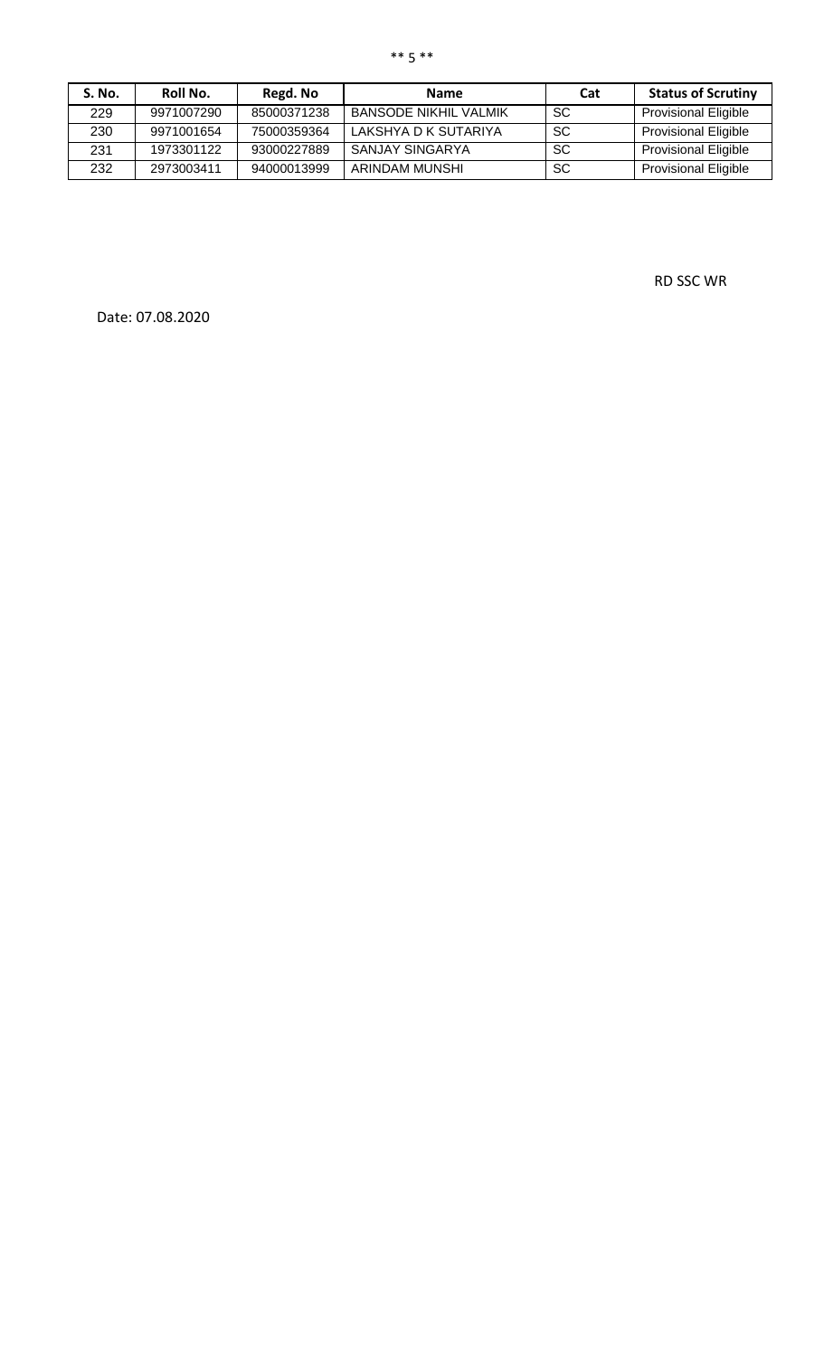| S. No. | Roll No. | Regd. No | Name | Cat | Status of Scrutiny |
|---|---|---|---|---|---|
| 229 | 9971007290 | 85000371238 | BANSODE NIKHIL VALMIK | SC | Provisional Eligible |
| 230 | 9971001654 | 75000359364 | LAKSHYA D K SUTARIYA | SC | Provisional Eligible |
| 231 | 1973301122 | 93000227889 | SANJAY SINGARYA | SC | Provisional Eligible |
| 232 | 2973003411 | 94000013999 | ARINDAM MUNSHI | SC | Provisional Eligible |

RD SSC WR

Date: 07.08.2020